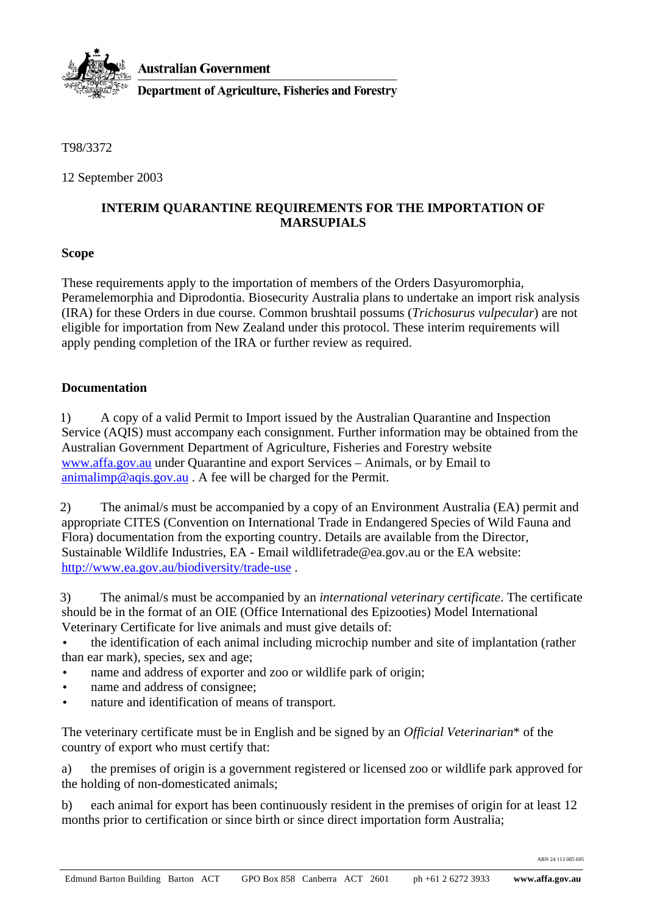Australian Government

Department of Agriculture, Fisheries and Forestry

T98/3372

12 September 2003

## INTERIM QUARANTINE REQUIREMENTS FOR THE IMPORTATION OF MARSUPIALS

### Scope

These requirements apply to the importation of members of the Orders Dasyuromorphia, Peramelemorphia and Diprodontia. Biosecurity Australia plans to undertake an import risk analysis (IRA) for these Orders in due course. Common brushtail possums (*Trichosurus vulpecular*) are not eligible for importation from New Zealand under this protocol. These interim requirements will apply pending completion of the IRA or further review as required.

### Documentation

1) A copy of a valid Permit to Import issued by the Australian Quarantine and Inspection Service (AQIS) must accompany each consignment. Further information may be obtained from the Australian Government Department of Agriculture, Fisheries and Forestry website www.affa.gov.au under Quarantine and export Services – Animals, or by Email to animalimp@aqis.gov.au . A fee will be charged for the Permit.

2) The animal/s must be accompanied by a copy of an Environment Australia (EA) permit and appropriate CITES (Convention on International Trade in Endangered Species of Wild Fauna and Flora) documentation from the exporting country. Details are available from the Director, Sustainable Wildlife Industries, EA - Email wildlifetrade@ea.gov.au or the EA website: http://www.ea.gov.au/biodiversity/trade-use .

3) The animal/s must be accompanied by an *international veterinary certificate*. The certificate should be in the format of an OIE (Office International des Epizooties) Model International Veterinary Certificate for live animals and must give details of:

- the identification of each animal including microchip number and site of implantation (rather than ear mark), species, sex and age;
- name and address of exporter and zoo or wildlife park of origin;
- name and address of consignee;
- nature and identification of means of transport.

The veterinary certificate must be in English and be signed by an *Official Veterinarian*\* of the country of export who must certify that:

a) the premises of origin is a government registered or licensed zoo or wildlife park approved for the holding of non-domesticated animals;

b) each animal for export has been continuously resident in the premises of origin for at least 12 months prior to certification or since birth or since direct importation form Australia;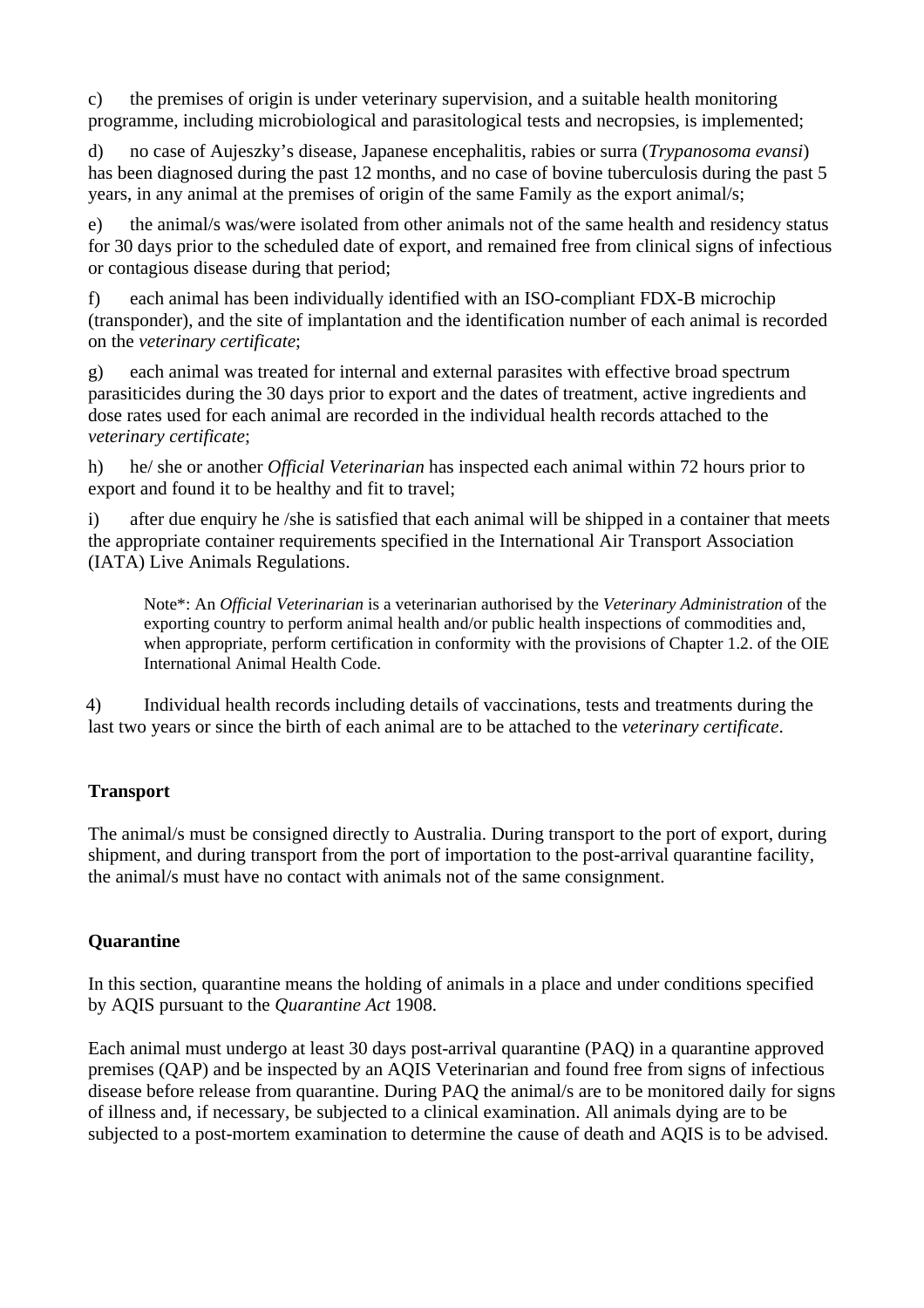c) the premises of origin is under veterinary supervision, and a suitable health monitoring programme, including microbiological and parasitological tests and necropsies, is implemented;

d) no case of Aujeszky's disease, Japanese encephalitis, rabies or surra (*Trypanosoma evansi*) has been diagnosed during the past 12 months, and no case of bovine tuberculosis during the past 5 years, in any animal at the premises of origin of the same Family as the export animal/s;

e) the animal/s was/were isolated from other animals not of the same health and residency status for 30 days prior to the scheduled date of export, and remained free from clinical signs of infectious or contagious disease during that period;

f) each animal has been individually identified with an ISO-compliant FDX-B microchip (transponder), and the site of implantation and the identification number of each animal is recorded on the *veterinary certificate*;

g) each animal was treated for internal and external parasites with effective broad spectrum parasiticides during the 30 days prior to export and the dates of treatment, active ingredients and dose rates used for each animal are recorded in the individual health records attached to the *veterinary certificate*;

h) he/ she or another *Official Veterinarian* has inspected each animal within 72 hours prior to export and found it to be healthy and fit to travel;

i) after due enquiry he /she is satisfied that each animal will be shipped in a container that meets the appropriate container requirements specified in the International Air Transport Association (IATA) Live Animals Regulations.

> Note*: An *Official Veterinarian* is a veterinarian authorised by the *Veterinary Administration* of the exporting country to perform animal health and/or public health inspections of commodities and, when appropriate, perform certification in conformity with the provisions of Chapter 1.2. of the OIE International Animal Health Code.

4) Individual health records including details of vaccinations, tests and treatments during the last two years or since the birth of each animal are to be attached to the *veterinary certificate*.

**Transport**

The animal/s must be consigned directly to Australia. During transport to the port of export, during shipment, and during transport from the port of importation to the post-arrival quarantine facility, the animal/s must have no contact with animals not of the same consignment.

**Quarantine**

In this section, quarantine means the holding of animals in a place and under conditions specified by AQIS pursuant to the *Quarantine Act* 1908.

Each animal must undergo at least 30 days post-arrival quarantine (PAQ) in a quarantine approved premises (QAP) and be inspected by an AQIS Veterinarian and found free from signs of infectious disease before release from quarantine. During PAQ the animal/s are to be monitored daily for signs of illness and, if necessary, be subjected to a clinical examination. All animals dying are to be subjected to a post-mortem examination to determine the cause of death and AQIS is to be advised.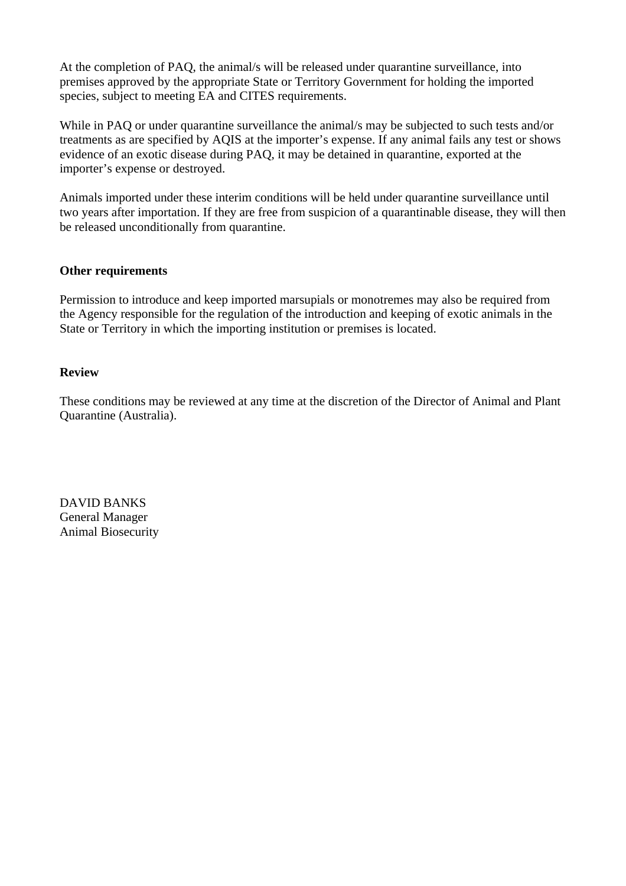At the completion of PAQ, the animal/s will be released under quarantine surveillance, into premises approved by the appropriate State or Territory Government for holding the imported species, subject to meeting EA and CITES requirements.

While in PAQ or under quarantine surveillance the animal/s may be subjected to such tests and/or treatments as are specified by AQIS at the importer's expense. If any animal fails any test or shows evidence of an exotic disease during PAQ, it may be detained in quarantine, exported at the importer's expense or destroyed.

Animals imported under these interim conditions will be held under quarantine surveillance until two years after importation. If they are free from suspicion of a quarantinable disease, they will then be released unconditionally from quarantine.

**Other requirements**

Permission to introduce and keep imported marsupials or monotremes may also be required from the Agency responsible for the regulation of the introduction and keeping of exotic animals in the State or Territory in which the importing institution or premises is located.

**Review**

These conditions may be reviewed at any time at the discretion of the Director of Animal and Plant Quarantine (Australia).

DAVID BANKS
General Manager
Animal Biosecurity